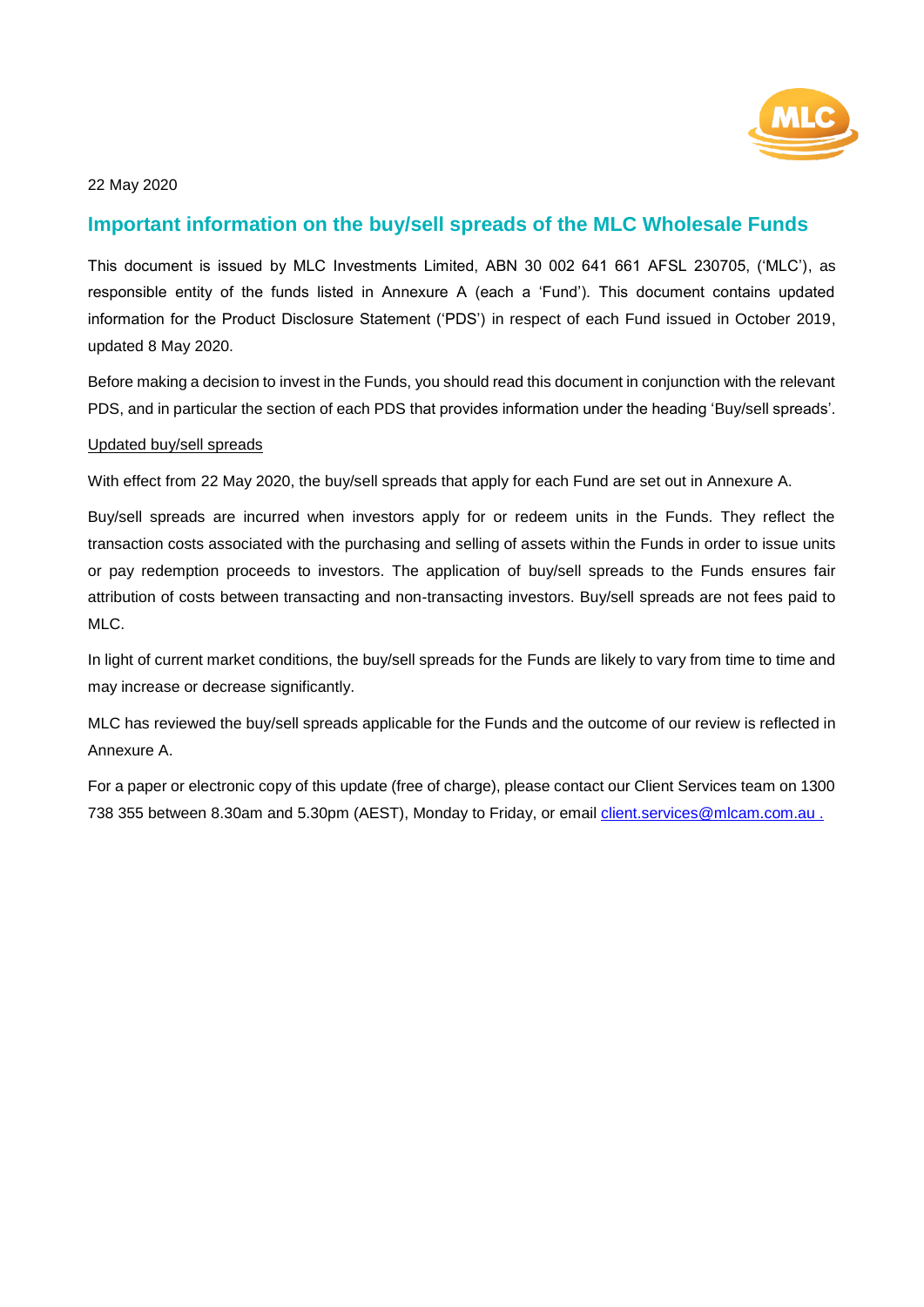22 May 2020

# Important information on the buy/sell spreads of the MLC Wholesale Funds

This document is issued by MLC Investments Limited, ABN 30 002 641 661 AFSL 230705, ('MLC'), as responsible entity of the funds listed in Annexure A (each a 'Fund'). This document contains updated information for the Product Disclosure Statement ('PDS') in respect of each Fund issued in October 2019, updated 8 May 2020.

Before making a decision to invest in the Funds, you should read this document in conjunction with the relevant PDS, and in particular the section of each PDS that provides information under the heading 'Buy/sell spreads'.

## Updated buy/sell spreads

With effect from 22 May 2020, the buy/sell spreads that apply for each Fund are set out in Annexure A.

Buy/sell spreads are incurred when investors apply for or redeem units in the Funds. They reflect the transaction costs associated with the purchasing and selling of assets within the Funds in order to issue units or pay redemption proceeds to investors. The application of buy/sell spreads to the Funds ensures fair attribution of costs between transacting and non-transacting investors. Buy/sell spreads are not fees paid to MLC.

In light of current market conditions, the buy/sell spreads for the Funds are likely to vary from time to time and may increase or decrease significantly.

MLC has reviewed the buy/sell spreads applicable for the Funds and the outcome of our review is reflected in Annexure A.

For a paper or electronic copy of this update (free of charge), please contact our Client Services team on 1300 738 355 between 8.30am and 5.30pm (AEST), Monday to Friday, or email client.services@mlcam.com.au .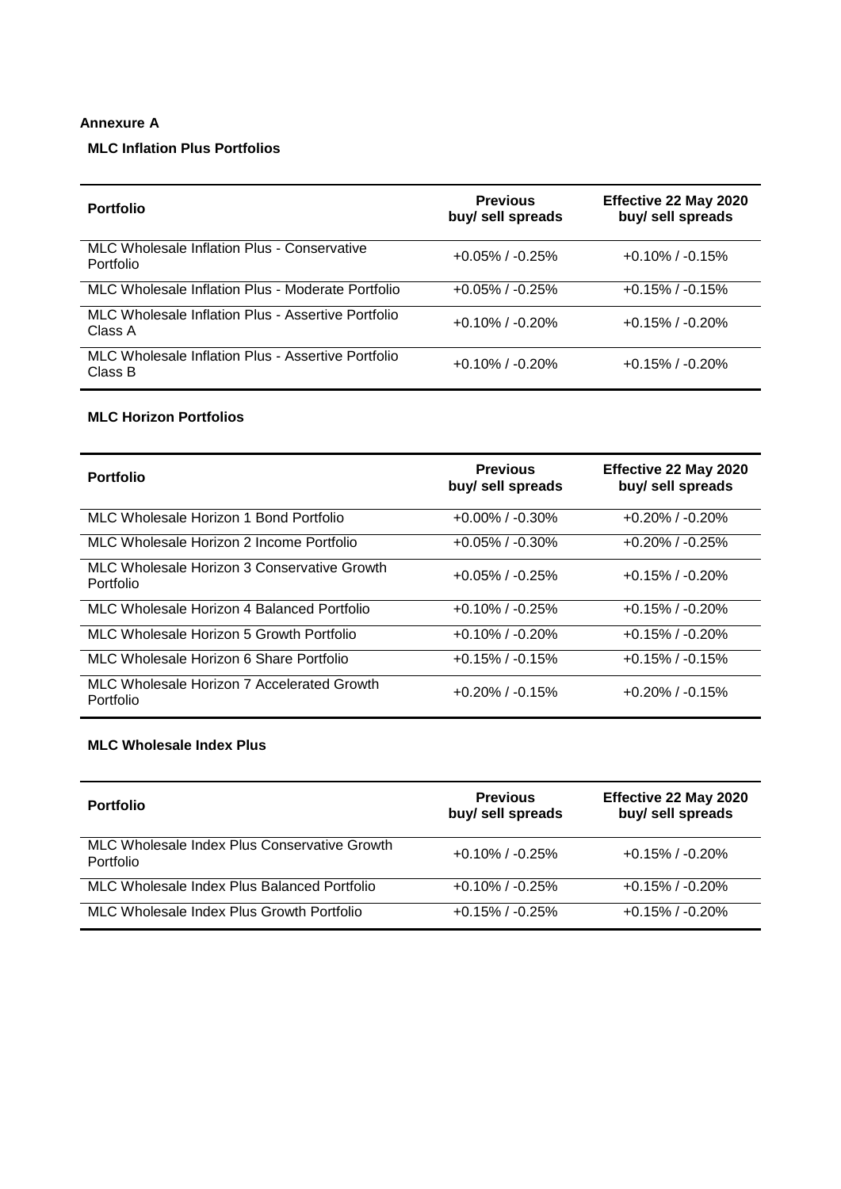**Annexure A**

**MLC Inflation Plus Portfolios**

| Portfolio | Previous buy/ sell spreads | Effective 22 May 2020 buy/ sell spreads |
|---|---|---|
| MLC Wholesale Inflation Plus - Conservative Portfolio | +0.05% / -0.25% | +0.10% / -0.15% |
| MLC Wholesale Inflation Plus - Moderate Portfolio | +0.05% / -0.25% | +0.15% / -0.15% |
| MLC Wholesale Inflation Plus - Assertive Portfolio Class A | +0.10% / -0.20% | +0.15% / -0.20% |
| MLC Wholesale Inflation Plus - Assertive Portfolio Class B | +0.10% / -0.20% | +0.15% / -0.20% |

**MLC Horizon Portfolios**

| Portfolio | Previous buy/ sell spreads | Effective 22 May 2020 buy/ sell spreads |
|---|---|---|
| MLC Wholesale Horizon 1 Bond Portfolio | +0.00% / -0.30% | +0.20% / -0.20% |
| MLC Wholesale Horizon 2 Income Portfolio | +0.05% / -0.30% | +0.20% / -0.25% |
| MLC Wholesale Horizon 3 Conservative Growth Portfolio | +0.05% / -0.25% | +0.15% / -0.20% |
| MLC Wholesale Horizon 4 Balanced Portfolio | +0.10% / -0.25% | +0.15% / -0.20% |
| MLC Wholesale Horizon 5 Growth Portfolio | +0.10% / -0.20% | +0.15% / -0.20% |
| MLC Wholesale Horizon 6 Share Portfolio | +0.15% / -0.15% | +0.15% / -0.15% |
| MLC Wholesale Horizon 7 Accelerated Growth Portfolio | +0.20% / -0.15% | +0.20% / -0.15% |

**MLC Wholesale Index Plus**

| Portfolio | Previous buy/ sell spreads | Effective 22 May 2020 buy/ sell spreads |
|---|---|---|
| MLC Wholesale Index Plus Conservative Growth Portfolio | +0.10% / -0.25% | +0.15% / -0.20% |
| MLC Wholesale Index Plus Balanced Portfolio | +0.10% / -0.25% | +0.15% / -0.20% |
| MLC Wholesale Index Plus Growth Portfolio | +0.15% / -0.25% | +0.15% / -0.20% |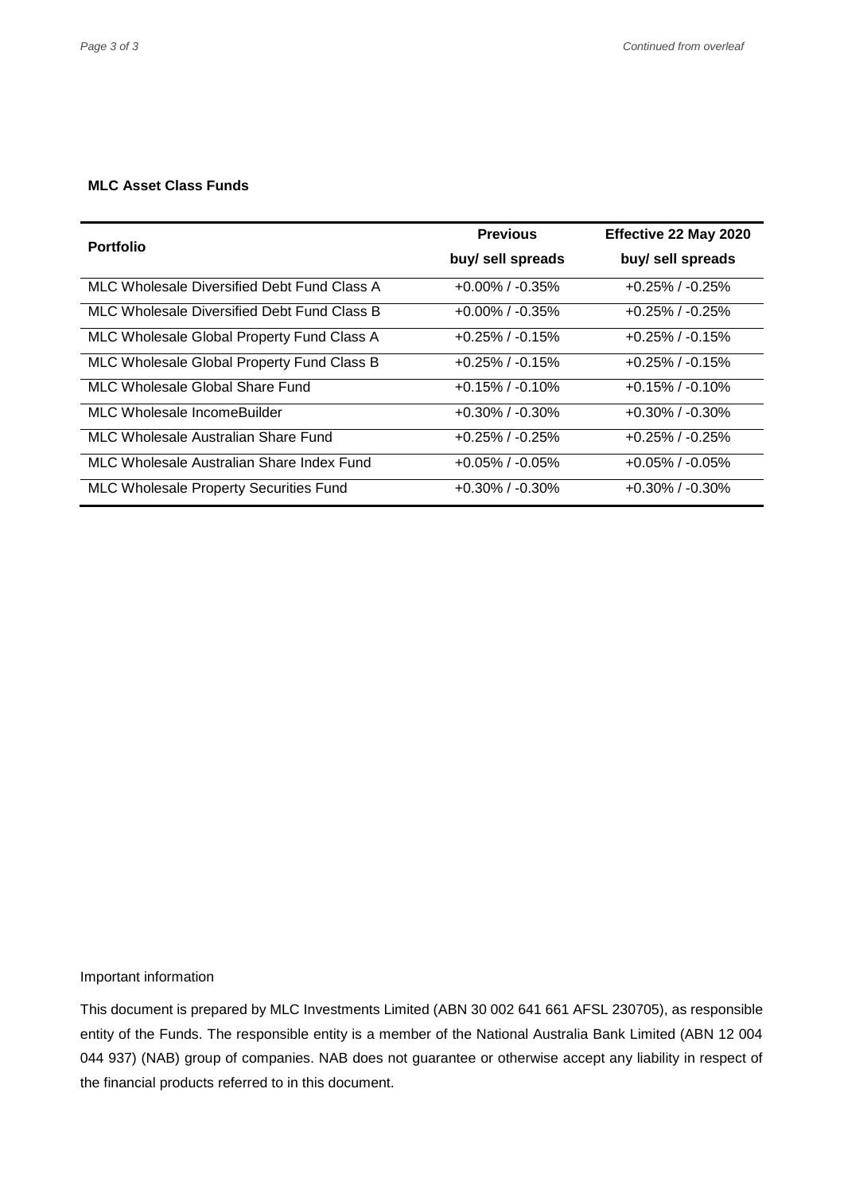**MLC Asset Class Funds**

| Portfolio | Previous buy/ sell spreads | Effective 22 May 2020 buy/ sell spreads |
|---|---|---|
| MLC Wholesale Diversified Debt Fund Class A | +0.00% / -0.35% | +0.25% / -0.25% |
| MLC Wholesale Diversified Debt Fund Class B | +0.00% / -0.35% | +0.25% / -0.25% |
| MLC Wholesale Global Property Fund Class A | +0.25% / -0.15% | +0.25% / -0.15% |
| MLC Wholesale Global Property Fund Class B | +0.25% / -0.15% | +0.25% / -0.15% |
| MLC Wholesale Global Share Fund | +0.15% / -0.10% | +0.15% / -0.10% |
| MLC Wholesale IncomeBuilder | +0.30% / -0.30% | +0.30% / -0.30% |
| MLC Wholesale Australian Share Fund | +0.25% / -0.25% | +0.25% / -0.25% |
| MLC Wholesale Australian Share Index Fund | +0.05% / -0.05% | +0.05% / -0.05% |
| MLC Wholesale Property Securities Fund | +0.30% / -0.30% | +0.30% / -0.30% |

Important information

This document is prepared by MLC Investments Limited (ABN 30 002 641 661 AFSL 230705), as responsible entity of the Funds. The responsible entity is a member of the National Australia Bank Limited (ABN 12 004 044 937) (NAB) group of companies. NAB does not guarantee or otherwise accept any liability in respect of the financial products referred to in this document.